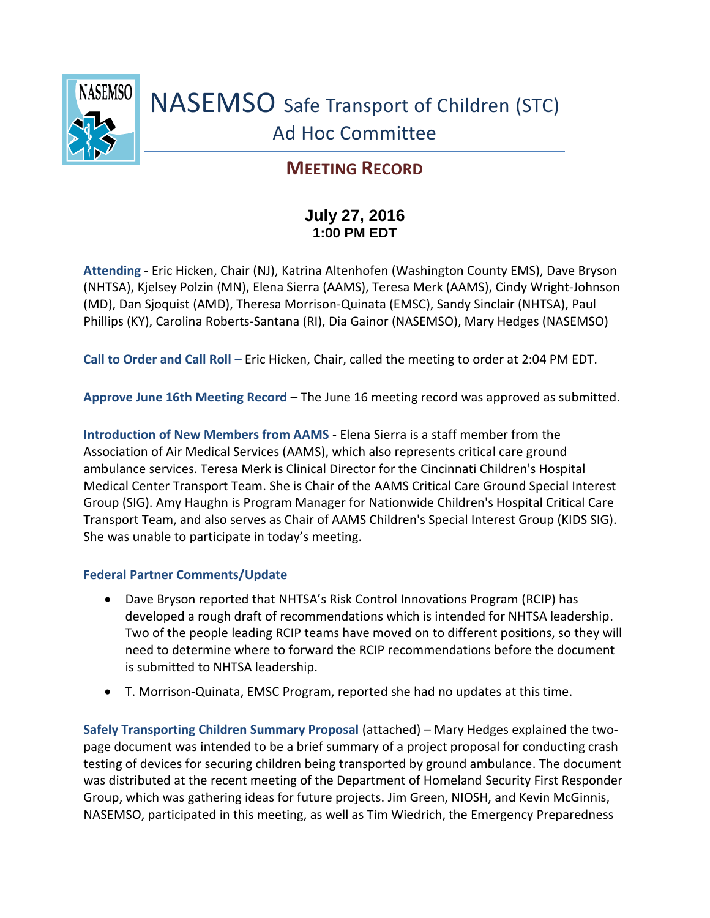# NASEMSO Safe Transport of Children (STC) Ad Hoc Committee

## MEETING RECORD

**July 27, 2016**
**1:00 PM EDT**

**Attending** - Eric Hicken, Chair (NJ), Katrina Altenhofen (Washington County EMS), Dave Bryson (NHTSA), Kjelsey Polzin (MN), Elena Sierra (AAMS), Teresa Merk (AAMS), Cindy Wright-Johnson (MD), Dan Sjoquist (AMD), Theresa Morrison-Quinata (EMSC), Sandy Sinclair (NHTSA), Paul Phillips (KY), Carolina Roberts-Santana (RI), Dia Gainor (NASEMSO), Mary Hedges (NASEMSO)

**Call to Order and Call Roll** – Eric Hicken, Chair, called the meeting to order at 2:04 PM EDT.

**Approve June 16th Meeting Record –** The June 16 meeting record was approved as submitted.

**Introduction of New Members from AAMS** - Elena Sierra is a staff member from the Association of Air Medical Services (AAMS), which also represents critical care ground ambulance services. Teresa Merk is Clinical Director for the Cincinnati Children's Hospital Medical Center Transport Team. She is Chair of the AAMS Critical Care Ground Special Interest Group (SIG). Amy Haughn is Program Manager for Nationwide Children's Hospital Critical Care Transport Team, and also serves as Chair of AAMS Children's Special Interest Group (KIDS SIG). She was unable to participate in today's meeting.

**Federal Partner Comments/Update**

- Dave Bryson reported that NHTSA's Risk Control Innovations Program (RCIP) has developed a rough draft of recommendations which is intended for NHTSA leadership. Two of the people leading RCIP teams have moved on to different positions, so they will need to determine where to forward the RCIP recommendations before the document is submitted to NHTSA leadership.
- T. Morrison-Quinata, EMSC Program, reported she had no updates at this time.

**Safely Transporting Children Summary Proposal** (attached) – Mary Hedges explained the two-page document was intended to be a brief summary of a project proposal for conducting crash testing of devices for securing children being transported by ground ambulance. The document was distributed at the recent meeting of the Department of Homeland Security First Responder Group, which was gathering ideas for future projects. Jim Green, NIOSH, and Kevin McGinnis, NASEMSO, participated in this meeting, as well as Tim Wiedrich, the Emergency Preparedness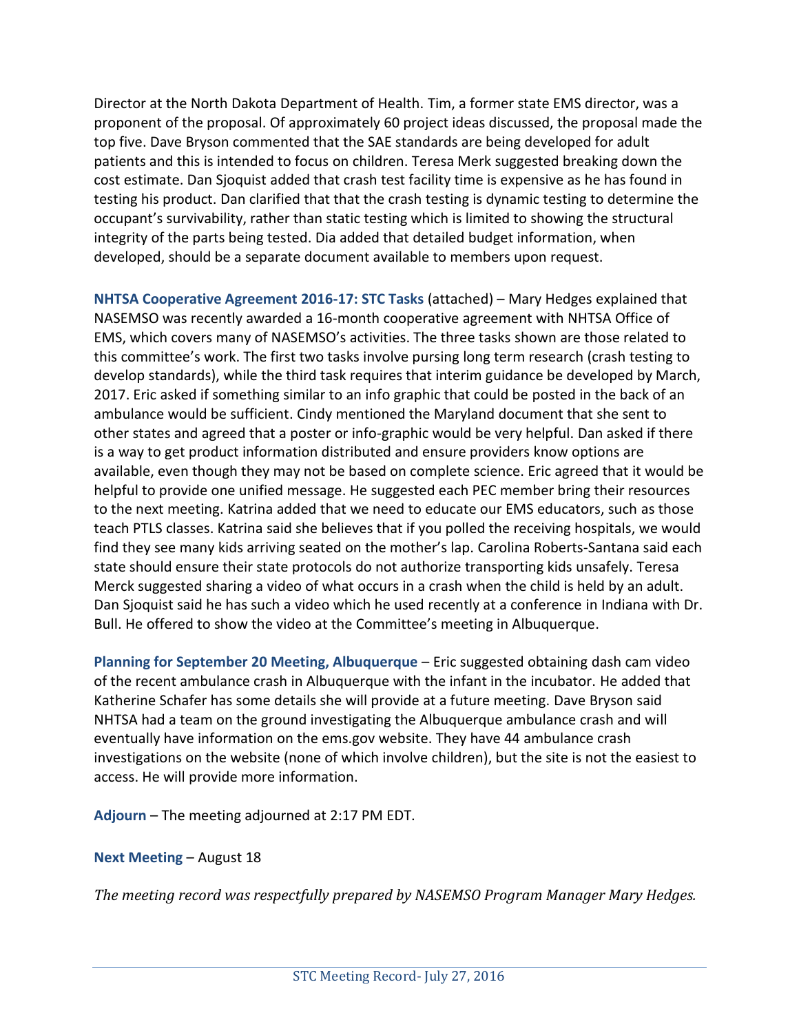Director at the North Dakota Department of Health. Tim, a former state EMS director, was a proponent of the proposal. Of approximately 60 project ideas discussed, the proposal made the top five. Dave Bryson commented that the SAE standards are being developed for adult patients and this is intended to focus on children. Teresa Merk suggested breaking down the cost estimate. Dan Sjoquist added that crash test facility time is expensive as he has found in testing his product. Dan clarified that that the crash testing is dynamic testing to determine the occupant's survivability, rather than static testing which is limited to showing the structural integrity of the parts being tested. Dia added that detailed budget information, when developed, should be a separate document available to members upon request.

**NHTSA Cooperative Agreement 2016-17: STC Tasks** (attached) – Mary Hedges explained that NASEMSO was recently awarded a 16-month cooperative agreement with NHTSA Office of EMS, which covers many of NASEMSO's activities. The three tasks shown are those related to this committee's work. The first two tasks involve pursing long term research (crash testing to develop standards), while the third task requires that interim guidance be developed by March, 2017. Eric asked if something similar to an info graphic that could be posted in the back of an ambulance would be sufficient. Cindy mentioned the Maryland document that she sent to other states and agreed that a poster or info-graphic would be very helpful. Dan asked if there is a way to get product information distributed and ensure providers know options are available, even though they may not be based on complete science. Eric agreed that it would be helpful to provide one unified message. He suggested each PEC member bring their resources to the next meeting. Katrina added that we need to educate our EMS educators, such as those teach PTLS classes. Katrina said she believes that if you polled the receiving hospitals, we would find they see many kids arriving seated on the mother's lap. Carolina Roberts-Santana said each state should ensure their state protocols do not authorize transporting kids unsafely. Teresa Merck suggested sharing a video of what occurs in a crash when the child is held by an adult. Dan Sjoquist said he has such a video which he used recently at a conference in Indiana with Dr. Bull. He offered to show the video at the Committee's meeting in Albuquerque.

**Planning for September 20 Meeting, Albuquerque** – Eric suggested obtaining dash cam video of the recent ambulance crash in Albuquerque with the infant in the incubator. He added that Katherine Schafer has some details she will provide at a future meeting. Dave Bryson said NHTSA had a team on the ground investigating the Albuquerque ambulance crash and will eventually have information on the ems.gov website. They have 44 ambulance crash investigations on the website (none of which involve children), but the site is not the easiest to access. He will provide more information.

**Adjourn** – The meeting adjourned at 2:17 PM EDT.

**Next Meeting** – August 18

*The meeting record was respectfully prepared by NASEMSO Program Manager Mary Hedges.*